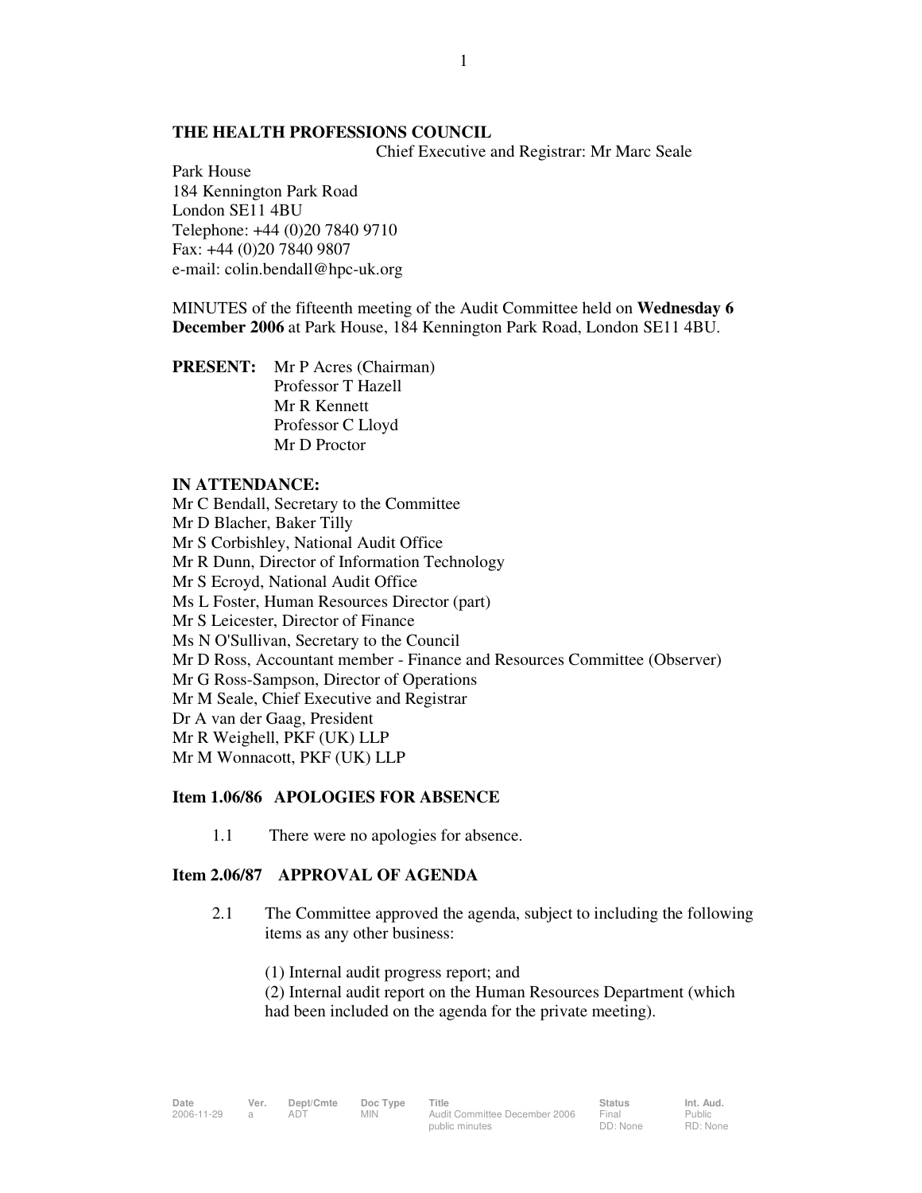**THE HEALTH PROFESSIONS COUNCIL**

Chief Executive and Registrar: Mr Marc Seale

Park House
184 Kennington Park Road
London SE11 4BU
Telephone: +44 (0)20 7840 9710
Fax: +44 (0)20 7840 9807
e-mail: colin.bendall@hpc-uk.org

MINUTES of the fifteenth meeting of the Audit Committee held on **Wednesday 6 December 2006** at Park House, 184 Kennington Park Road, London SE11 4BU.

**PRESENT:** Mr P Acres (Chairman)
Professor T Hazell
Mr R Kennett
Professor C Lloyd
Mr D Proctor

**IN ATTENDANCE:**
Mr C Bendall, Secretary to the Committee
Mr D Blacher, Baker Tilly
Mr S Corbishley, National Audit Office
Mr R Dunn, Director of Information Technology
Mr S Ecroyd, National Audit Office
Ms L Foster, Human Resources Director (part)
Mr S Leicester, Director of Finance
Ms N O'Sullivan, Secretary to the Council
Mr D Ross, Accountant member - Finance and Resources Committee (Observer)
Mr G Ross-Sampson, Director of Operations
Mr M Seale, Chief Executive and Registrar
Dr A van der Gaag, President
Mr R Weighell, PKF (UK) LLP
Mr M Wonnacott, PKF (UK) LLP

**Item 1.06/86 APOLOGIES FOR ABSENCE**

1.1 There were no apologies for absence.

**Item 2.06/87 APPROVAL OF AGENDA**

2.1 The Committee approved the agenda, subject to including the following items as any other business:

(1) Internal audit progress report; and
(2) Internal audit report on the Human Resources Department (which had been included on the agenda for the private meeting).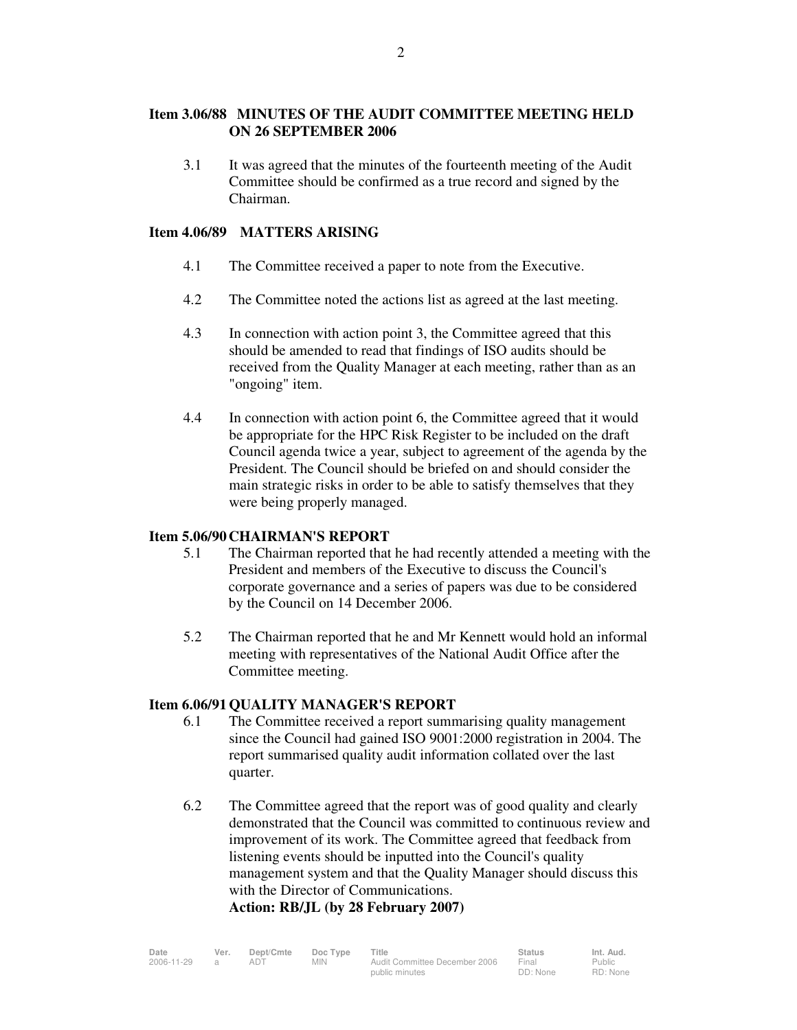## Item 3.06/88 MINUTES OF THE AUDIT COMMITTEE MEETING HELD ON 26 SEPTEMBER 2006

3.1 It was agreed that the minutes of the fourteenth meeting of the Audit Committee should be confirmed as a true record and signed by the Chairman.

## Item 4.06/89 MATTERS ARISING

4.1 The Committee received a paper to note from the Executive.

4.2 The Committee noted the actions list as agreed at the last meeting.

4.3 In connection with action point 3, the Committee agreed that this should be amended to read that findings of ISO audits should be received from the Quality Manager at each meeting, rather than as an "ongoing" item.

4.4 In connection with action point 6, the Committee agreed that it would be appropriate for the HPC Risk Register to be included on the draft Council agenda twice a year, subject to agreement of the agenda by the President. The Council should be briefed on and should consider the main strategic risks in order to be able to satisfy themselves that they were being properly managed.

## Item 5.06/90 CHAIRMAN'S REPORT

5.1 The Chairman reported that he had recently attended a meeting with the President and members of the Executive to discuss the Council's corporate governance and a series of papers was due to be considered by the Council on 14 December 2006.

5.2 The Chairman reported that he and Mr Kennett would hold an informal meeting with representatives of the National Audit Office after the Committee meeting.

## Item 6.06/91 QUALITY MANAGER'S REPORT

6.1 The Committee received a report summarising quality management since the Council had gained ISO 9001:2000 registration in 2004. The report summarised quality audit information collated over the last quarter.

6.2 The Committee agreed that the report was of good quality and clearly demonstrated that the Council was committed to continuous review and improvement of its work. The Committee agreed that feedback from listening events should be inputted into the Council's quality management system and that the Quality Manager should discuss this with the Director of Communications.
**Action: RB/JL (by 28 February 2007)**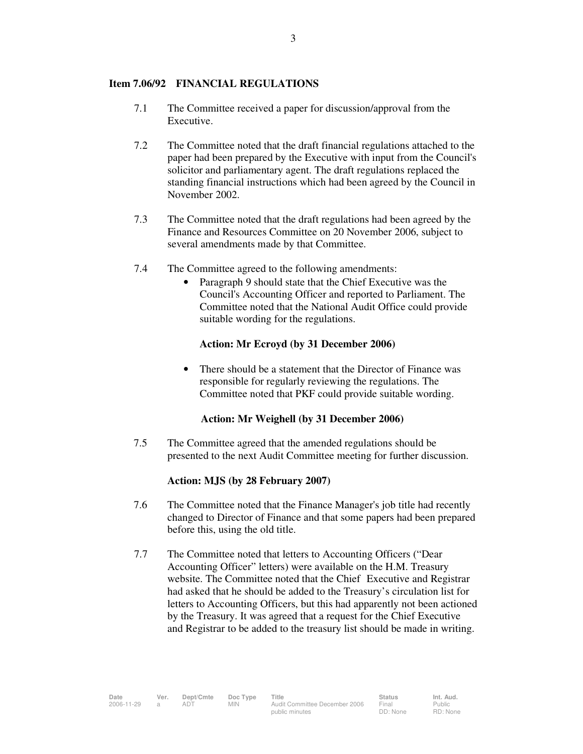## Item 7.06/92 FINANCIAL REGULATIONS

7.1 The Committee received a paper for discussion/approval from the Executive.

7.2 The Committee noted that the draft financial regulations attached to the paper had been prepared by the Executive with input from the Council's solicitor and parliamentary agent. The draft regulations replaced the standing financial instructions which had been agreed by the Council in November 2002.

7.3 The Committee noted that the draft regulations had been agreed by the Finance and Resources Committee on 20 November 2006, subject to several amendments made by that Committee.

7.4 The Committee agreed to the following amendments:

- Paragraph 9 should state that the Chief Executive was the Council's Accounting Officer and reported to Parliament. The Committee noted that the National Audit Office could provide suitable wording for the regulations.

  **Action: Mr Ecroyd (by 31 December 2006)**

- There should be a statement that the Director of Finance was responsible for regularly reviewing the regulations. The Committee noted that PKF could provide suitable wording.

  **Action: Mr Weighell (by 31 December 2006)**

7.5 The Committee agreed that the amended regulations should be presented to the next Audit Committee meeting for further discussion.

**Action: MJS (by 28 February 2007)**

7.6 The Committee noted that the Finance Manager's job title had recently changed to Director of Finance and that some papers had been prepared before this, using the old title.

7.7 The Committee noted that letters to Accounting Officers ("Dear Accounting Officer" letters) were available on the H.M. Treasury website. The Committee noted that the Chief Executive and Registrar had asked that he should be added to the Treasury's circulation list for letters to Accounting Officers, but this had apparently not been actioned by the Treasury. It was agreed that a request for the Chief Executive and Registrar to be added to the treasury list should be made in writing.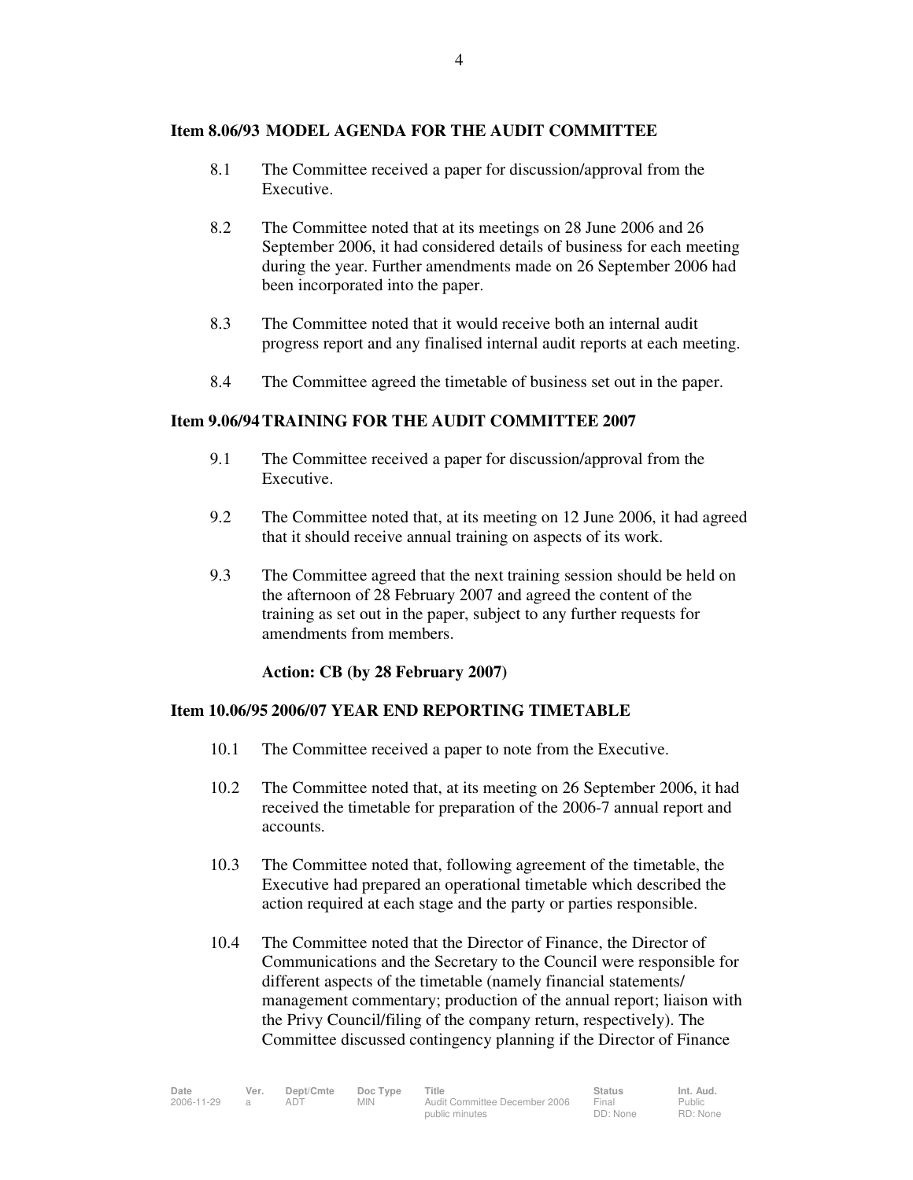**Item 8.06/93 MODEL AGENDA FOR THE AUDIT COMMITTEE**

8.1 The Committee received a paper for discussion/approval from the Executive.

8.2 The Committee noted that at its meetings on 28 June 2006 and 26 September 2006, it had considered details of business for each meeting during the year. Further amendments made on 26 September 2006 had been incorporated into the paper.

8.3 The Committee noted that it would receive both an internal audit progress report and any finalised internal audit reports at each meeting.

8.4 The Committee agreed the timetable of business set out in the paper.

**Item 9.06/94 TRAINING FOR THE AUDIT COMMITTEE 2007**

9.1 The Committee received a paper for discussion/approval from the Executive.

9.2 The Committee noted that, at its meeting on 12 June 2006, it had agreed that it should receive annual training on aspects of its work.

9.3 The Committee agreed that the next training session should be held on the afternoon of 28 February 2007 and agreed the content of the training as set out in the paper, subject to any further requests for amendments from members.

**Action: CB (by 28 February 2007)**

**Item 10.06/95 2006/07 YEAR END REPORTING TIMETABLE**

10.1 The Committee received a paper to note from the Executive.

10.2 The Committee noted that, at its meeting on 26 September 2006, it had received the timetable for preparation of the 2006-7 annual report and accounts.

10.3 The Committee noted that, following agreement of the timetable, the Executive had prepared an operational timetable which described the action required at each stage and the party or parties responsible.

10.4 The Committee noted that the Director of Finance, the Director of Communications and the Secretary to the Council were responsible for different aspects of the timetable (namely financial statements/ management commentary; production of the annual report; liaison with the Privy Council/filing of the company return, respectively). The Committee discussed contingency planning if the Director of Finance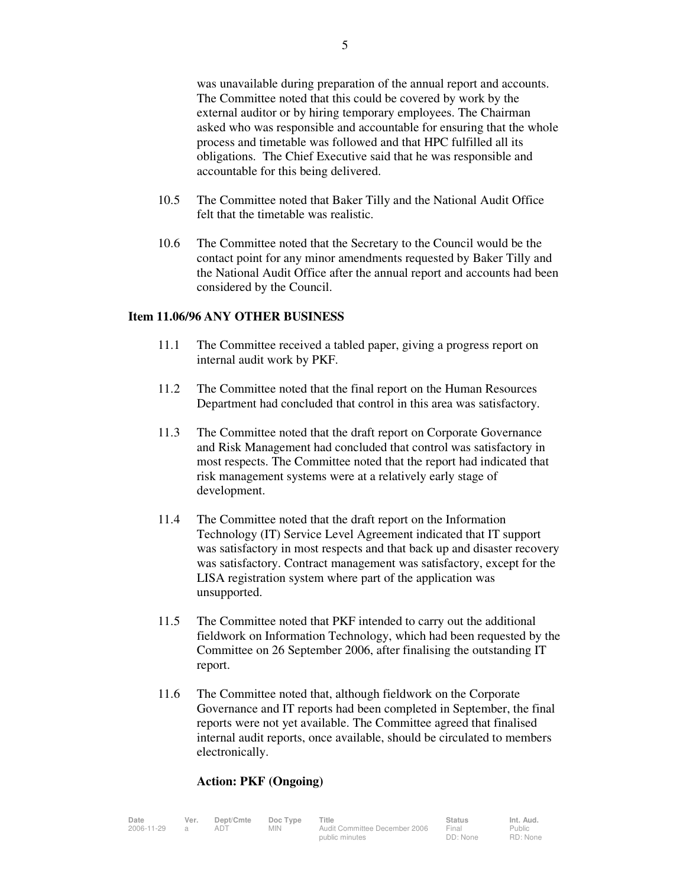was unavailable during preparation of the annual report and accounts. The Committee noted that this could be covered by work by the external auditor or by hiring temporary employees. The Chairman asked who was responsible and accountable for ensuring that the whole process and timetable was followed and that HPC fulfilled all its obligations. The Chief Executive said that he was responsible and accountable for this being delivered.

10.5 The Committee noted that Baker Tilly and the National Audit Office felt that the timetable was realistic.

10.6 The Committee noted that the Secretary to the Council would be the contact point for any minor amendments requested by Baker Tilly and the National Audit Office after the annual report and accounts had been considered by the Council.

**Item 11.06/96 ANY OTHER BUSINESS**

11.1 The Committee received a tabled paper, giving a progress report on internal audit work by PKF.

11.2 The Committee noted that the final report on the Human Resources Department had concluded that control in this area was satisfactory.

11.3 The Committee noted that the draft report on Corporate Governance and Risk Management had concluded that control was satisfactory in most respects. The Committee noted that the report had indicated that risk management systems were at a relatively early stage of development.

11.4 The Committee noted that the draft report on the Information Technology (IT) Service Level Agreement indicated that IT support was satisfactory in most respects and that back up and disaster recovery was satisfactory. Contract management was satisfactory, except for the LISA registration system where part of the application was unsupported.

11.5 The Committee noted that PKF intended to carry out the additional fieldwork on Information Technology, which had been requested by the Committee on 26 September 2006, after finalising the outstanding IT report.

11.6 The Committee noted that, although fieldwork on the Corporate Governance and IT reports had been completed in September, the final reports were not yet available. The Committee agreed that finalised internal audit reports, once available, should be circulated to members electronically.

**Action: PKF (Ongoing)**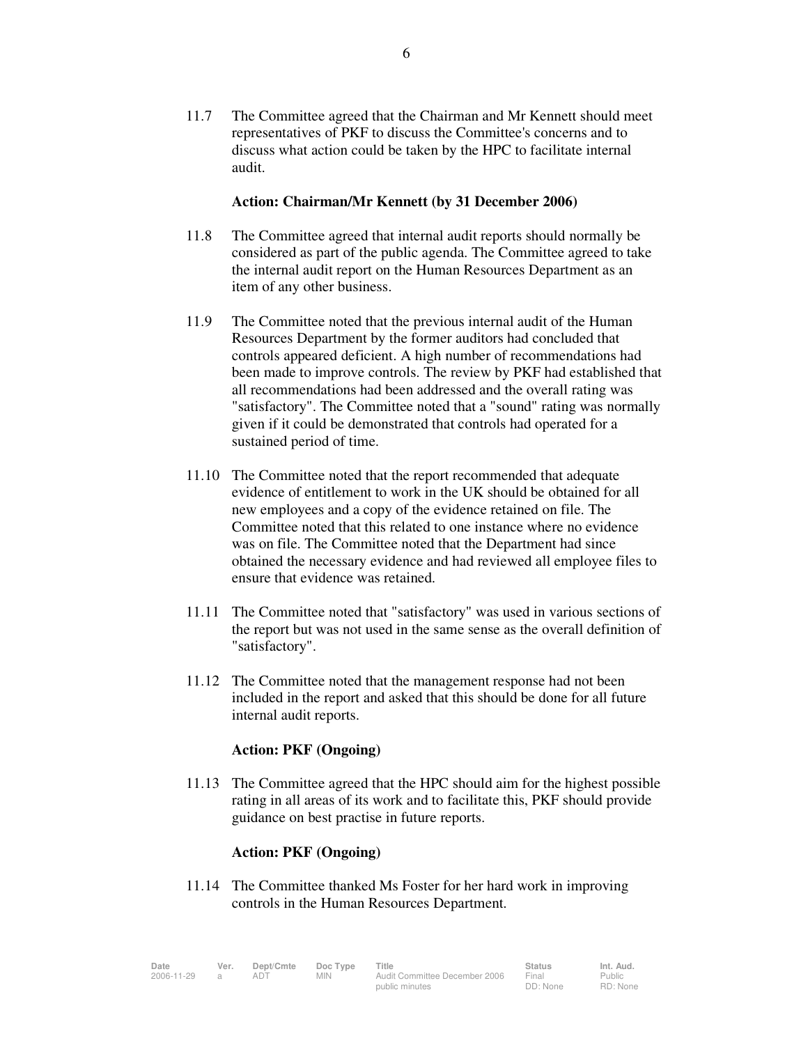11.7 The Committee agreed that the Chairman and Mr Kennett should meet representatives of PKF to discuss the Committee's concerns and to discuss what action could be taken by the HPC to facilitate internal audit.

**Action: Chairman/Mr Kennett (by 31 December 2006)**

11.8 The Committee agreed that internal audit reports should normally be considered as part of the public agenda. The Committee agreed to take the internal audit report on the Human Resources Department as an item of any other business.

11.9 The Committee noted that the previous internal audit of the Human Resources Department by the former auditors had concluded that controls appeared deficient. A high number of recommendations had been made to improve controls. The review by PKF had established that all recommendations had been addressed and the overall rating was "satisfactory". The Committee noted that a "sound" rating was normally given if it could be demonstrated that controls had operated for a sustained period of time.

11.10 The Committee noted that the report recommended that adequate evidence of entitlement to work in the UK should be obtained for all new employees and a copy of the evidence retained on file. The Committee noted that this related to one instance where no evidence was on file. The Committee noted that the Department had since obtained the necessary evidence and had reviewed all employee files to ensure that evidence was retained.

11.11 The Committee noted that "satisfactory" was used in various sections of the report but was not used in the same sense as the overall definition of "satisfactory".

11.12 The Committee noted that the management response had not been included in the report and asked that this should be done for all future internal audit reports.

**Action: PKF (Ongoing)**

11.13 The Committee agreed that the HPC should aim for the highest possible rating in all areas of its work and to facilitate this, PKF should provide guidance on best practise in future reports.

**Action: PKF (Ongoing)**

11.14 The Committee thanked Ms Foster for her hard work in improving controls in the Human Resources Department.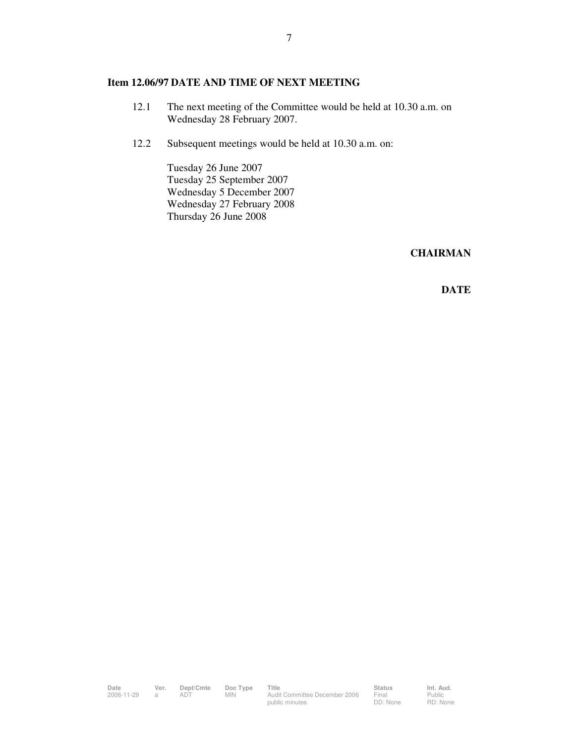**Item 12.06/97 DATE AND TIME OF NEXT MEETING**

12.1 The next meeting of the Committee would be held at 10.30 a.m. on Wednesday 28 February 2007.

12.2 Subsequent meetings would be held at 10.30 a.m. on:

Tuesday 26 June 2007
Tuesday 25 September 2007
Wednesday 5 December 2007
Wednesday 27 February 2008
Thursday 26 June 2008

**CHAIRMAN**

**DATE**

| Date | Ver. | Dept/Cmte | Doc Type | Title | Status | Int. Aud. |
| --- | --- | --- | --- | --- | --- | --- |
| 2006-11-29 | a | ADT | MIN | Audit Committee December 2006 public minutes | Final DD: None | Public RD: None |